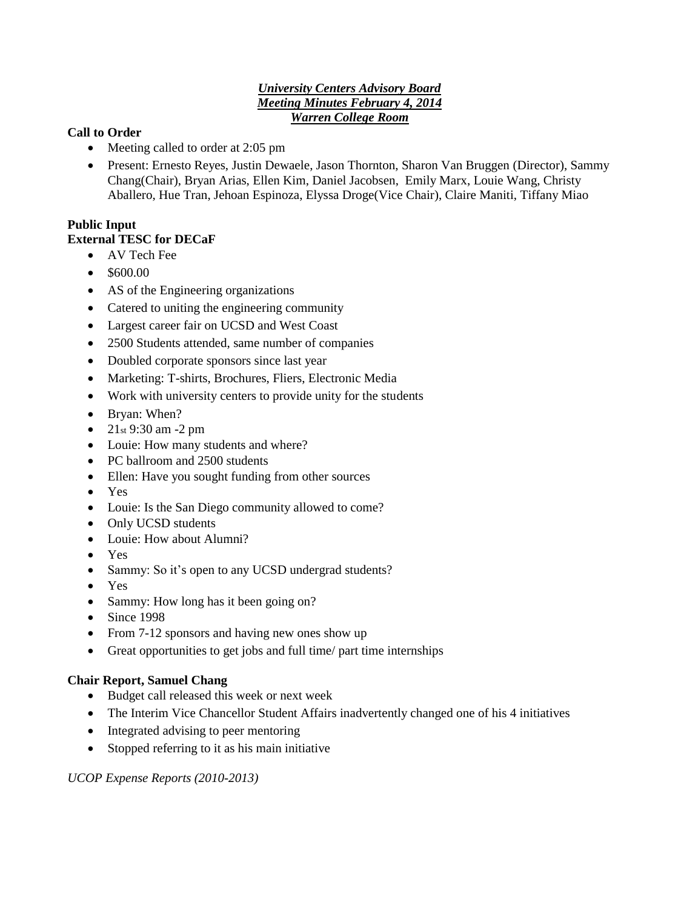***University Centers Advisory Board***
***Meeting Minutes February 4, 2014***
***Warren College Room***

**Call to Order**

- Meeting called to order at 2:05 pm
- Present: Ernesto Reyes, Justin Dewaele, Jason Thornton, Sharon Van Bruggen (Director), Sammy Chang(Chair), Bryan Arias, Ellen Kim, Daniel Jacobsen, Emily Marx, Louie Wang, Christy Aballero, Hue Tran, Jehoan Espinoza, Elyssa Droge(Vice Chair), Claire Maniti, Tiffany Miao

**Public Input**

**External TESC for DECaF**

- AV Tech Fee
- $600.00
- AS of the Engineering organizations
- Catered to uniting the engineering community
- Largest career fair on UCSD and West Coast
- 2500 Students attended, same number of companies
- Doubled corporate sponsors since last year
- Marketing: T-shirts, Brochures, Fliers, Electronic Media
- Work with university centers to provide unity for the students
- Bryan: When?
- 21st 9:30 am -2 pm
- Louie: How many students and where?
- PC ballroom and 2500 students
- Ellen: Have you sought funding from other sources
- Yes
- Louie: Is the San Diego community allowed to come?
- Only UCSD students
- Louie: How about Alumni?
- Yes
- Sammy: So it's open to any UCSD undergrad students?
- Yes
- Sammy: How long has it been going on?
- Since 1998
- From 7-12 sponsors and having new ones show up
- Great opportunities to get jobs and full time/ part time internships

**Chair Report, Samuel Chang**

- Budget call released this week or next week
- The Interim Vice Chancellor Student Affairs inadvertently changed one of his 4 initiatives
- Integrated advising to peer mentoring
- Stopped referring to it as his main initiative

*UCOP Expense Reports (2010-2013)*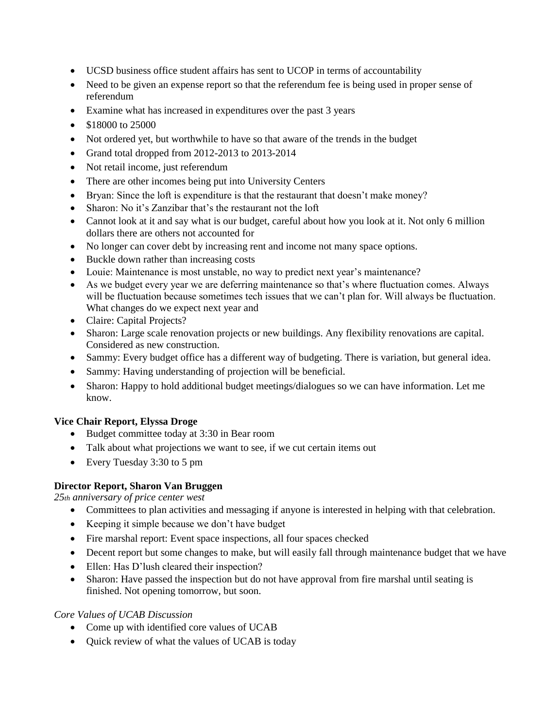- UCSD business office student affairs has sent to UCOP in terms of accountability
- Need to be given an expense report so that the referendum fee is being used in proper sense of referendum
- Examine what has increased in expenditures over the past 3 years
- $18000 to 25000
- Not ordered yet, but worthwhile to have so that aware of the trends in the budget
- Grand total dropped from 2012-2013 to 2013-2014
- Not retail income, just referendum
- There are other incomes being put into University Centers
- Bryan: Since the loft is expenditure is that the restaurant that doesn't make money?
- Sharon: No it's Zanzibar that's the restaurant not the loft
- Cannot look at it and say what is our budget, careful about how you look at it. Not only 6 million dollars there are others not accounted for
- No longer can cover debt by increasing rent and income not many space options.
- Buckle down rather than increasing costs
- Louie: Maintenance is most unstable, no way to predict next year's maintenance?
- As we budget every year we are deferring maintenance so that's where fluctuation comes. Always will be fluctuation because sometimes tech issues that we can't plan for. Will always be fluctuation. What changes do we expect next year and
- Claire: Capital Projects?
- Sharon: Large scale renovation projects or new buildings. Any flexibility renovations are capital. Considered as new construction.
- Sammy: Every budget office has a different way of budgeting. There is variation, but general idea.
- Sammy: Having understanding of projection will be beneficial.
- Sharon: Happy to hold additional budget meetings/dialogues so we can have information. Let me know.

**Vice Chair Report, Elyssa Droge**

- Budget committee today at 3:30 in Bear room
- Talk about what projections we want to see, if we cut certain items out
- Every Tuesday 3:30 to 5 pm

**Director Report, Sharon Van Bruggen**

*25th anniversary of price center west*

- Committees to plan activities and messaging if anyone is interested in helping with that celebration.
- Keeping it simple because we don't have budget
- Fire marshal report: Event space inspections, all four spaces checked
- Decent report but some changes to make, but will easily fall through maintenance budget that we have
- Ellen: Has D'lush cleared their inspection?
- Sharon: Have passed the inspection but do not have approval from fire marshal until seating is finished. Not opening tomorrow, but soon.

*Core Values of UCAB Discussion*

- Come up with identified core values of UCAB
- Quick review of what the values of UCAB is today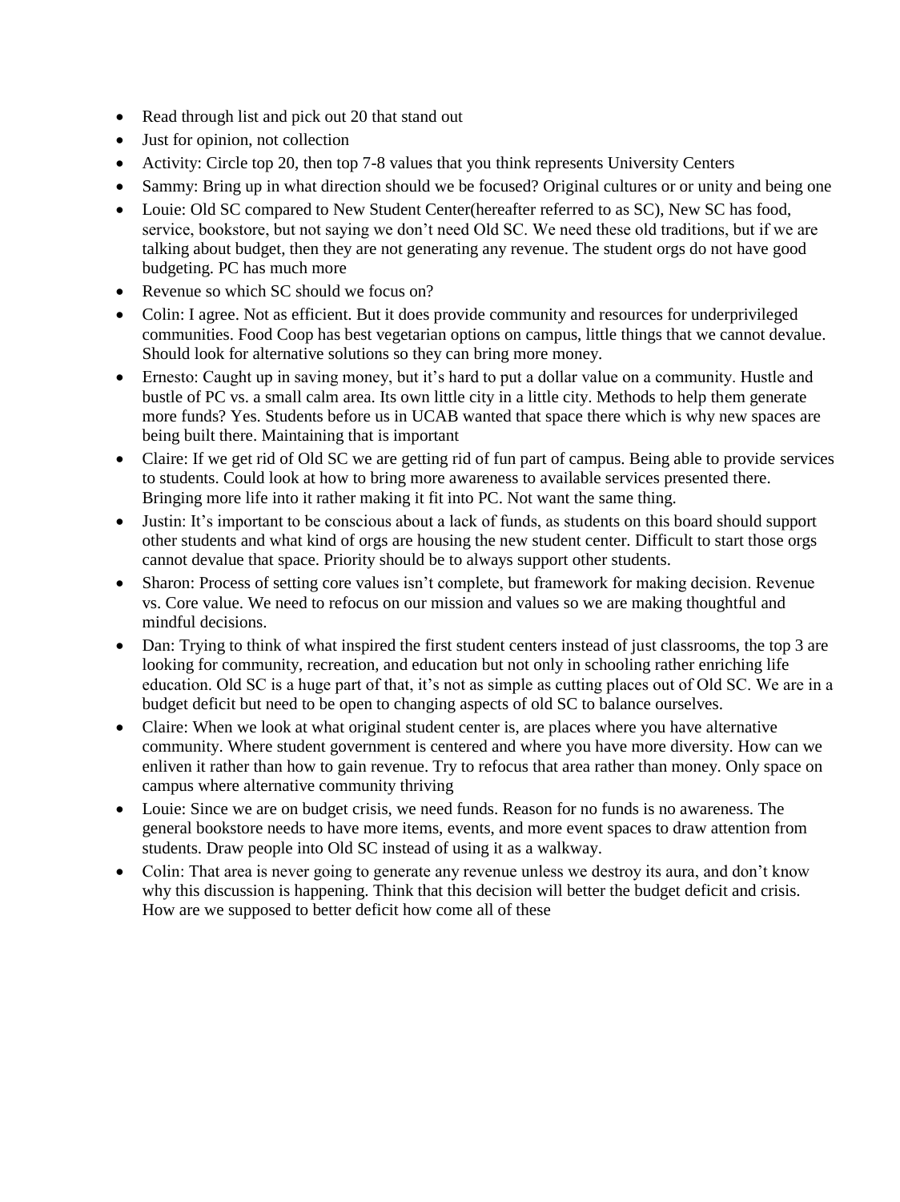- Read through list and pick out 20 that stand out
- Just for opinion, not collection
- Activity: Circle top 20, then top 7-8 values that you think represents University Centers
- Sammy: Bring up in what direction should we be focused? Original cultures or or unity and being one
- Louie: Old SC compared to New Student Center(hereafter referred to as SC), New SC has food, service, bookstore, but not saying we don't need Old SC. We need these old traditions, but if we are talking about budget, then they are not generating any revenue. The student orgs do not have good budgeting. PC has much more
- Revenue so which SC should we focus on?
- Colin: I agree. Not as efficient. But it does provide community and resources for underprivileged communities. Food Coop has best vegetarian options on campus, little things that we cannot devalue. Should look for alternative solutions so they can bring more money.
- Ernesto: Caught up in saving money, but it's hard to put a dollar value on a community. Hustle and bustle of PC vs. a small calm area. Its own little city in a little city. Methods to help them generate more funds? Yes. Students before us in UCAB wanted that space there which is why new spaces are being built there. Maintaining that is important
- Claire: If we get rid of Old SC we are getting rid of fun part of campus. Being able to provide services to students. Could look at how to bring more awareness to available services presented there. Bringing more life into it rather making it fit into PC. Not want the same thing.
- Justin: It's important to be conscious about a lack of funds, as students on this board should support other students and what kind of orgs are housing the new student center. Difficult to start those orgs cannot devalue that space. Priority should be to always support other students.
- Sharon: Process of setting core values isn't complete, but framework for making decision. Revenue vs. Core value. We need to refocus on our mission and values so we are making thoughtful and mindful decisions.
- Dan: Trying to think of what inspired the first student centers instead of just classrooms, the top 3 are looking for community, recreation, and education but not only in schooling rather enriching life education. Old SC is a huge part of that, it's not as simple as cutting places out of Old SC. We are in a budget deficit but need to be open to changing aspects of old SC to balance ourselves.
- Claire: When we look at what original student center is, are places where you have alternative community. Where student government is centered and where you have more diversity. How can we enliven it rather than how to gain revenue. Try to refocus that area rather than money. Only space on campus where alternative community thriving
- Louie: Since we are on budget crisis, we need funds. Reason for no funds is no awareness. The general bookstore needs to have more items, events, and more event spaces to draw attention from students. Draw people into Old SC instead of using it as a walkway.
- Colin: That area is never going to generate any revenue unless we destroy its aura, and don't know why this discussion is happening. Think that this decision will better the budget deficit and crisis. How are we supposed to better deficit how come all of these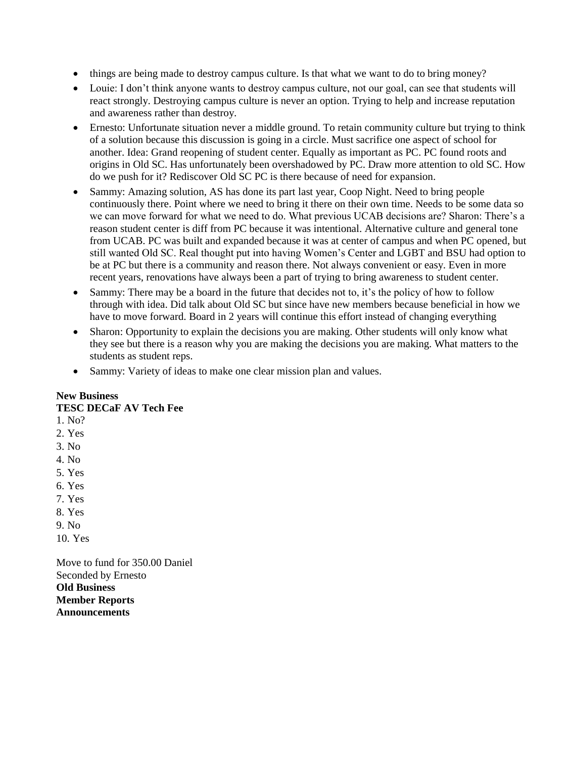- things are being made to destroy campus culture. Is that what we want to do to bring money?
- Louie: I don't think anyone wants to destroy campus culture, not our goal, can see that students will react strongly. Destroying campus culture is never an option. Trying to help and increase reputation and awareness rather than destroy.
- Ernesto: Unfortunate situation never a middle ground. To retain community culture but trying to think of a solution because this discussion is going in a circle. Must sacrifice one aspect of school for another. Idea: Grand reopening of student center. Equally as important as PC. PC found roots and origins in Old SC. Has unfortunately been overshadowed by PC. Draw more attention to old SC. How do we push for it? Rediscover Old SC PC is there because of need for expansion.
- Sammy: Amazing solution, AS has done its part last year, Coop Night. Need to bring people continuously there. Point where we need to bring it there on their own time. Needs to be some data so we can move forward for what we need to do. What previous UCAB decisions are? Sharon: There's a reason student center is diff from PC because it was intentional. Alternative culture and general tone from UCAB. PC was built and expanded because it was at center of campus and when PC opened, but still wanted Old SC. Real thought put into having Women's Center and LGBT and BSU had option to be at PC but there is a community and reason there. Not always convenient or easy. Even in more recent years, renovations have always been a part of trying to bring awareness to student center.
- Sammy: There may be a board in the future that decides not to, it's the policy of how to follow through with idea. Did talk about Old SC but since have new members because beneficial in how we have to move forward. Board in 2 years will continue this effort instead of changing everything
- Sharon: Opportunity to explain the decisions you are making. Other students will only know what they see but there is a reason why you are making the decisions you are making. What matters to the students as student reps.
- Sammy: Variety of ideas to make one clear mission plan and values.

**New Business**

**TESC DECaF AV Tech Fee**

1. No?
2. Yes
3. No
4. No
5. Yes
6. Yes
7. Yes
8. Yes
9. No
10. Yes

Move to fund for 350.00 Daniel
Seconded by Ernesto

**Old Business**

**Member Reports**

**Announcements**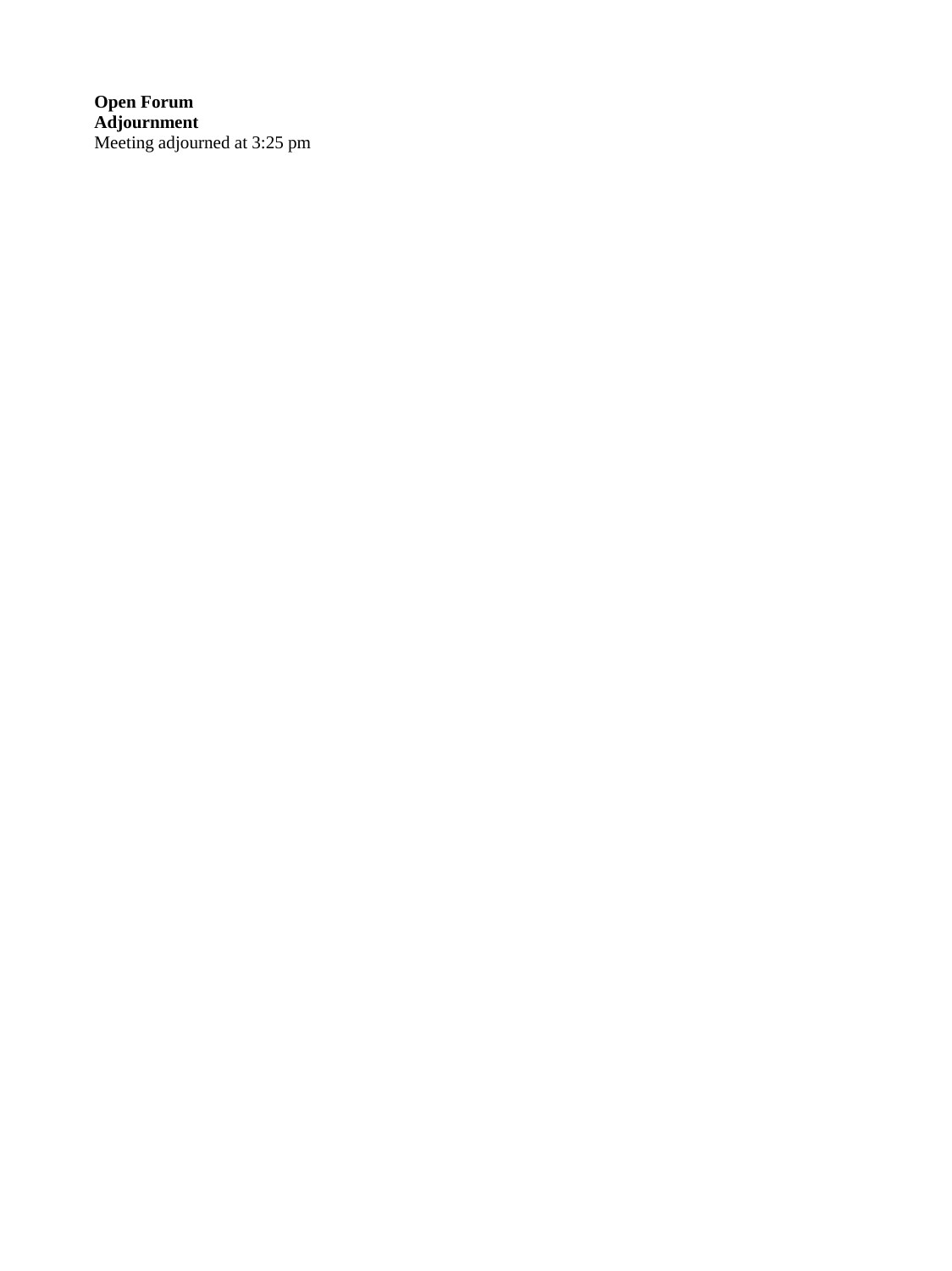**Open Forum**

**Adjournment**

Meeting adjourned at 3:25 pm